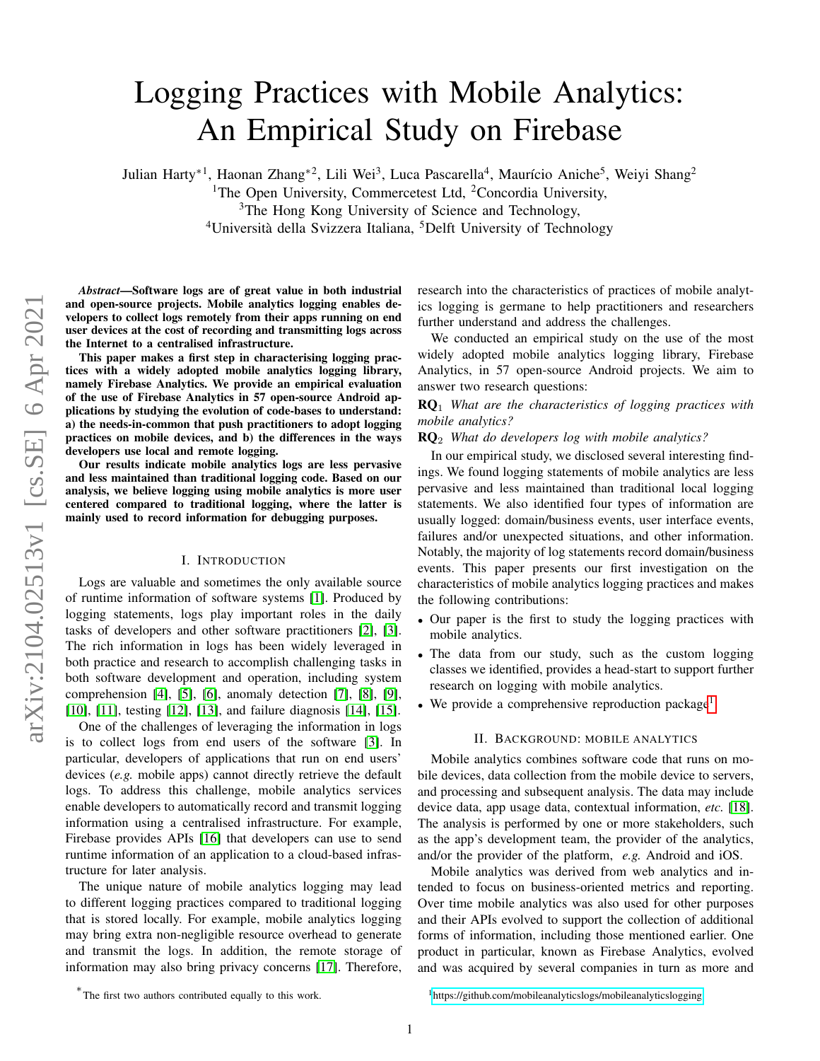# Logging Practices with Mobile Analytics: An Empirical Study on Firebase

Julian Harty*[1], Haonan Zhang*[2], Lili Wei[3], Luca Pascarella[4], Maurício Aniche[5], Weiyi Shang[2]

[1]The Open University, Commercetest Ltd, [2]Concordia University,
[3]The Hong Kong University of Science and Technology,
[4]Università della Svizzera Italiana, [5]Delft University of Technology

***Abstract*—Software logs are of great value in both industrial and open-source projects. Mobile analytics logging enables developers to collect logs remotely from their apps running on end user devices at the cost of recording and transmitting logs across the Internet to a centralised infrastructure.**

**This paper makes a first step in characterising logging practices with a widely adopted mobile analytics logging library, namely Firebase Analytics. We provide an empirical evaluation of the use of Firebase Analytics in 57 open-source Android applications by studying the evolution of code-bases to understand: a) the needs-in-common that push practitioners to adopt logging practices on mobile devices, and b) the differences in the ways developers use local and remote logging.**

**Our results indicate mobile analytics logs are less pervasive and less maintained than traditional logging code. Based on our analysis, we believe logging using mobile analytics is more user centered compared to traditional logging, where the latter is mainly used to record information for debugging purposes.**

## I. Introduction

Logs are valuable and sometimes the only available source of runtime information of software systems [1]. Produced by logging statements, logs play important roles in the daily tasks of developers and other software practitioners [2], [3]. The rich information in logs has been widely leveraged in both practice and research to accomplish challenging tasks in both software development and operation, including system comprehension [4], [5], [6], anomaly detection [7], [8], [9], [10], [11], testing [12], [13], and failure diagnosis [14], [15].

One of the challenges of leveraging the information in logs is to collect logs from end users of the software [3]. In particular, developers of applications that run on end users' devices (*e.g.* mobile apps) cannot directly retrieve the default logs. To address this challenge, mobile analytics services enable developers to automatically record and transmit logging information using a centralised infrastructure. For example, Firebase provides APIs [16] that developers can use to send runtime information of an application to a cloud-based infrastructure for later analysis.

The unique nature of mobile analytics logging may lead to different logging practices compared to traditional logging that is stored locally. For example, mobile analytics logging may bring extra non-negligible resource overhead to generate and transmit the logs. In addition, the remote storage of information may also bring privacy concerns [17]. Therefore, research into the characteristics of practices of mobile analytics logging is germane to help practitioners and researchers further understand and address the challenges.

We conducted an empirical study on the use of the most widely adopted mobile analytics logging library, Firebase Analytics, in 57 open-source Android projects. We aim to answer two research questions:

**RQ**$_1$ *What are the characteristics of logging practices with mobile analytics?*

**RQ**$_2$ *What do developers log with mobile analytics?*

In our empirical study, we disclosed several interesting findings. We found logging statements of mobile analytics are less pervasive and less maintained than traditional local logging statements. We also identified four types of information are usually logged: domain/business events, user interface events, failures and/or unexpected situations, and other information. Notably, the majority of log statements record domain/business events. This paper presents our first investigation on the characteristics of mobile analytics logging practices and makes the following contributions:

- Our paper is the first to study the logging practices with mobile analytics.
- The data from our study, such as the custom logging classes we identified, provides a head-start to support further research on logging with mobile analytics.
- We provide a comprehensive reproduction package[1].

## II. Background: Mobile Analytics

Mobile analytics combines software code that runs on mobile devices, data collection from the mobile device to servers, and processing and subsequent analysis. The data may include device data, app usage data, contextual information, *etc.* [18]. The analysis is performed by one or more stakeholders, such as the app's development team, the provider of the analytics, and/or the provider of the platform, *e.g.* Android and iOS.

Mobile analytics was derived from web analytics and intended to focus on business-oriented metrics and reporting. Over time mobile analytics was also used for other purposes and their APIs evolved to support the collection of additional forms of information, including those mentioned earlier. One product in particular, known as Firebase Analytics, evolved and was acquired by several companies in turn as more and

*The first two authors contributed equally to this work.

[1]https://github.com/mobileanalyticslogs/mobileanalyticslogging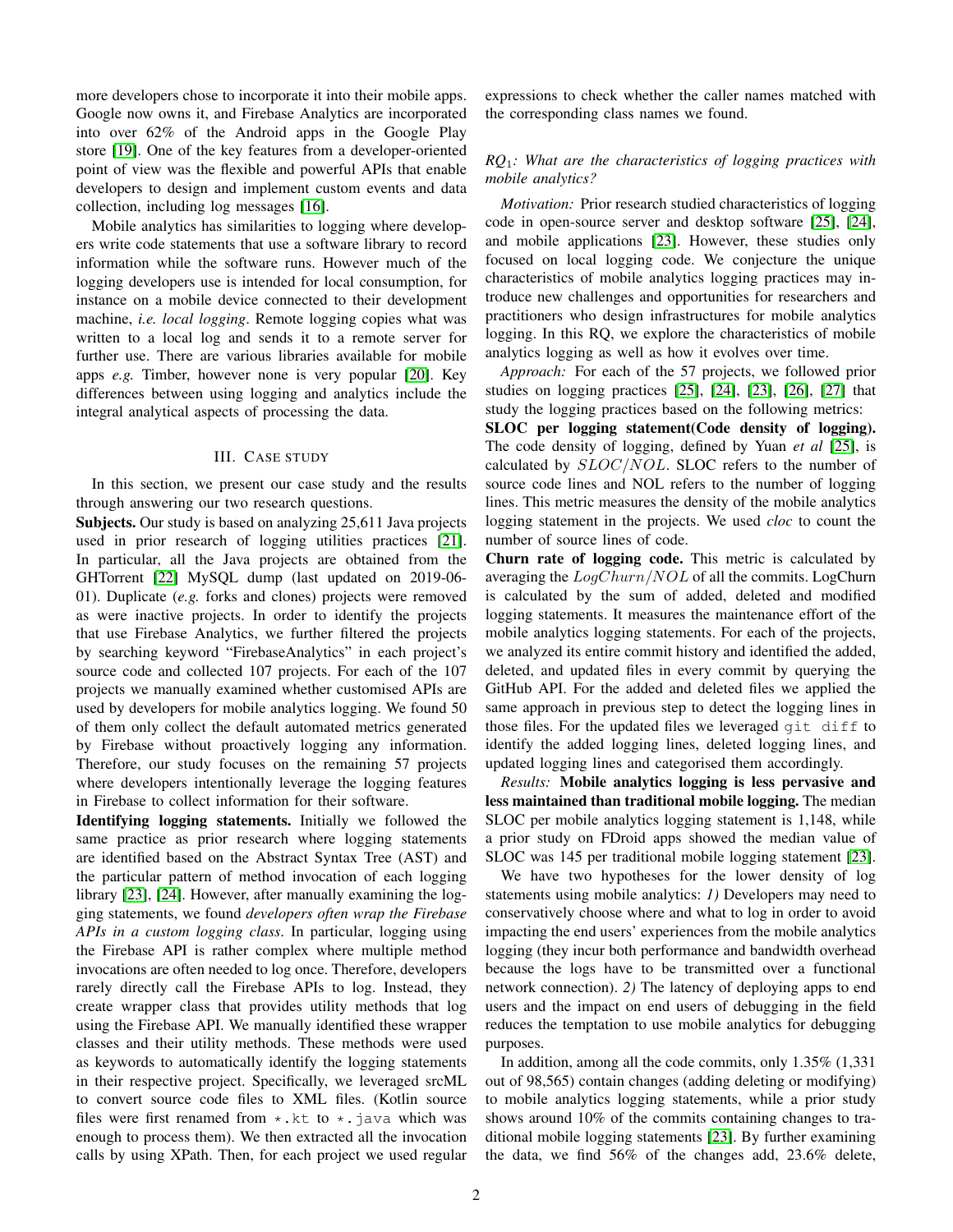more developers chose to incorporate it into their mobile apps. Google now owns it, and Firebase Analytics are incorporated into over 62% of the Android apps in the Google Play store [19]. One of the key features from a developer-oriented point of view was the flexible and powerful APIs that enable developers to design and implement custom events and data collection, including log messages [16].

Mobile analytics has similarities to logging where developers write code statements that use a software library to record information while the software runs. However much of the logging developers use is intended for local consumption, for instance on a mobile device connected to their development machine, *i.e. local logging*. Remote logging copies what was written to a local log and sends it to a remote server for further use. There are various libraries available for mobile apps *e.g.* Timber, however none is very popular [20]. Key differences between using logging and analytics include the integral analytical aspects of processing the data.

## III. Case study

In this section, we present our case study and the results through answering our two research questions.

**Subjects.** Our study is based on analyzing 25,611 Java projects used in prior research of logging utilities practices [21]. In particular, all the Java projects are obtained from the GHTorrent [22] MySQL dump (last updated on 2019-06-01). Duplicate (*e.g.* forks and clones) projects were removed as were inactive projects. In order to identify the projects that use Firebase Analytics, we further filtered the projects by searching keyword "FirebaseAnalytics" in each project's source code and collected 107 projects. For each of the 107 projects we manually examined whether customised APIs are used by developers for mobile analytics logging. We found 50 of them only collect the default automated metrics generated by Firebase without proactively logging any information. Therefore, our study focuses on the remaining 57 projects where developers intentionally leverage the logging features in Firebase to collect information for their software.

**Identifying logging statements.** Initially we followed the same practice as prior research where logging statements are identified based on the Abstract Syntax Tree (AST) and the particular pattern of method invocation of each logging library [23], [24]. However, after manually examining the logging statements, we found *developers often wrap the Firebase APIs in a custom logging class*. In particular, logging using the Firebase API is rather complex where multiple method invocations are often needed to log once. Therefore, developers rarely directly call the Firebase APIs to log. Instead, they create wrapper class that provides utility methods that log using the Firebase API. We manually identified these wrapper classes and their utility methods. These methods were used as keywords to automatically identify the logging statements in their respective project. Specifically, we leveraged srcML to convert source code files to XML files. (Kotlin source files were first renamed from `*.kt` to `*.java` which was enough to process them). We then extracted all the invocation calls by using XPath. Then, for each project we used regular expressions to check whether the caller names matched with the corresponding class names we found.

*$RQ_1$: What are the characteristics of logging practices with mobile analytics?*

*Motivation:* Prior research studied characteristics of logging code in open-source server and desktop software [25], [24], and mobile applications [23]. However, these studies only focused on local logging code. We conjecture the unique characteristics of mobile analytics logging practices may introduce new challenges and opportunities for researchers and practitioners who design infrastructures for mobile analytics logging. In this RQ, we explore the characteristics of mobile analytics logging as well as how it evolves over time.

*Approach:* For each of the 57 projects, we followed prior studies on logging practices [25], [24], [23], [26], [27] that study the logging practices based on the following metrics:

**SLOC per logging statement(Code density of logging).** The code density of logging, defined by Yuan *et al* [25], is calculated by $SLOC/NOL$. SLOC refers to the number of source code lines and NOL refers to the number of logging lines. This metric measures the density of the mobile analytics logging statement in the projects. We used *cloc* to count the number of source lines of code.

**Churn rate of logging code.** This metric is calculated by averaging the $LogChurn/NOL$ of all the commits. LogChurn is calculated by the sum of added, deleted and modified logging statements. It measures the maintenance effort of the mobile analytics logging statements. For each of the projects, we analyzed its entire commit history and identified the added, deleted, and updated files in every commit by querying the GitHub API. For the added and deleted files we applied the same approach in previous step to detect the logging lines in those files. For the updated files we leveraged `git diff` to identify the added logging lines, deleted logging lines, and updated logging lines and categorised them accordingly.

*Results:* **Mobile analytics logging is less pervasive and less maintained than traditional mobile logging.** The median SLOC per mobile analytics logging statement is 1,148, while a prior study on FDroid apps showed the median value of SLOC was 145 per traditional mobile logging statement [23].

We have two hypotheses for the lower density of log statements using mobile analytics: *1)* Developers may need to conservatively choose where and what to log in order to avoid impacting the end users' experiences from the mobile analytics logging (they incur both performance and bandwidth overhead because the logs have to be transmitted over a functional network connection). *2)* The latency of deploying apps to end users and the impact on end users of debugging in the field reduces the temptation to use mobile analytics for debugging purposes.

In addition, among all the code commits, only 1.35% (1,331 out of 98,565) contain changes (adding deleting or modifying) to mobile analytics logging statements, while a prior study shows around 10% of the commits containing changes to traditional mobile logging statements [23]. By further examining the data, we find 56% of the changes add, 23.6% delete,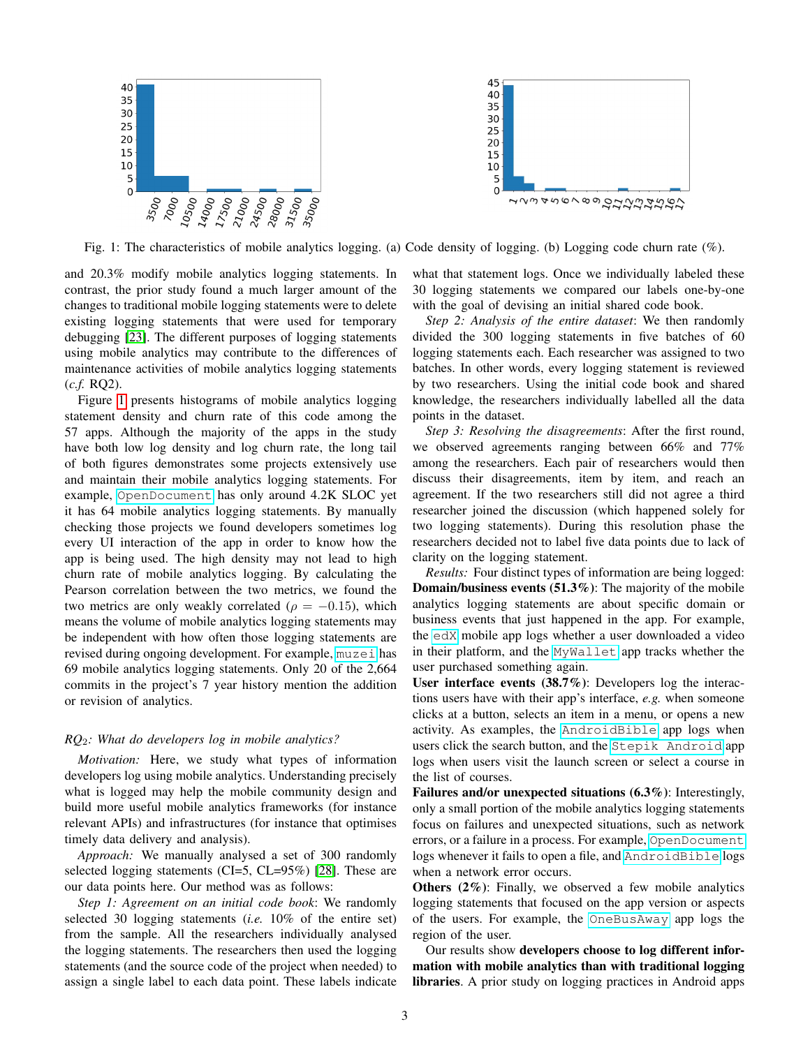Fig. 1: The characteristics of mobile analytics logging. (a) Code density of logging. (b) Logging code churn rate (%).

and 20.3% modify mobile analytics logging statements. In contrast, the prior study found a much larger amount of the changes to traditional mobile logging statements were to delete existing logging statements that were used for temporary debugging [23]. The different purposes of logging statements using mobile analytics may contribute to the differences of maintenance activities of mobile analytics logging statements (*c.f.* RQ2).

Figure 1 presents histograms of mobile analytics logging statement density and churn rate of this code among the 57 apps. Although the majority of the apps in the study have both low log density and log churn rate, the long tail of both figures demonstrates some projects extensively use and maintain their mobile analytics logging statements. For example, `OpenDocument` has only around 4.2K SLOC yet it has 64 mobile analytics logging statements. By manually checking those projects we found developers sometimes log every UI interaction of the app in order to know how the app is being used. The high density may not lead to high churn rate of mobile analytics logging. By calculating the Pearson correlation between the two metrics, we found the two metrics are only weakly correlated ($\rho = -0.15$), which means the volume of mobile analytics logging statements may be independent with how often those logging statements are revised during ongoing development. For example, `muzei` has 69 mobile analytics logging statements. Only 20 of the 2,664 commits in the project's 7 year history mention the addition or revision of analytics.

### *RQ$_2$: What do developers log in mobile analytics?*

*Motivation:* Here, we study what types of information developers log using mobile analytics. Understanding precisely what is logged may help the mobile community design and build more useful mobile analytics frameworks (for instance relevant APIs) and infrastructures (for instance that optimises timely data delivery and analysis).

*Approach:* We manually analysed a set of 300 randomly selected logging statements (CI=5, CL=95%) [28]. These are our data points here. Our method was as follows:

*Step 1: Agreement on an initial code book*: We randomly selected 30 logging statements (*i.e.* 10% of the entire set) from the sample. All the researchers individually analysed the logging statements. The researchers then used the logging statements (and the source code of the project when needed) to assign a single label to each data point. These labels indicate what that statement logs. Once we individually labeled these 30 logging statements we compared our labels one-by-one with the goal of devising an initial shared code book.

*Step 2: Analysis of the entire dataset*: We then randomly divided the 300 logging statements in five batches of 60 logging statements each. Each researcher was assigned to two batches. In other words, every logging statement is reviewed by two researchers. Using the initial code book and shared knowledge, the researchers individually labelled all the data points in the dataset.

*Step 3: Resolving the disagreements*: After the first round, we observed agreements ranging between 66% and 77% among the researchers. Each pair of researchers would then discuss their disagreements, item by item, and reach an agreement. If the two researchers still did not agree a third researcher joined the discussion (which happened solely for two logging statements). During this resolution phase the researchers decided not to label five data points due to lack of clarity on the logging statement.

*Results:* Four distinct types of information are being logged:

**Domain/business events (51.3%)**: The majority of the mobile analytics logging statements are about specific domain or business events that just happened in the app. For example, the `edX` mobile app logs whether a user downloaded a video in their platform, and the `MyWallet` app tracks whether the user purchased something again.

**User interface events (38.7%)**: Developers log the interactions users have with their app's interface, *e.g.* when someone clicks at a button, selects an item in a menu, or opens a new activity. As examples, the `AndroidBible` app logs when users click the search button, and the `Stepik Android` app logs when users visit the launch screen or select a course in the list of courses.

**Failures and/or unexpected situations (6.3%)**: Interestingly, only a small portion of the mobile analytics logging statements focus on failures and unexpected situations, such as network errors, or a failure in a process. For example, `OpenDocument` logs whenever it fails to open a file, and `AndroidBible` logs when a network error occurs.

**Others (2%)**: Finally, we observed a few mobile analytics logging statements that focused on the app version or aspects of the users. For example, the `OneBusAway` app logs the region of the user.

Our results show **developers choose to log different information with mobile analytics than with traditional logging libraries**. A prior study on logging practices in Android apps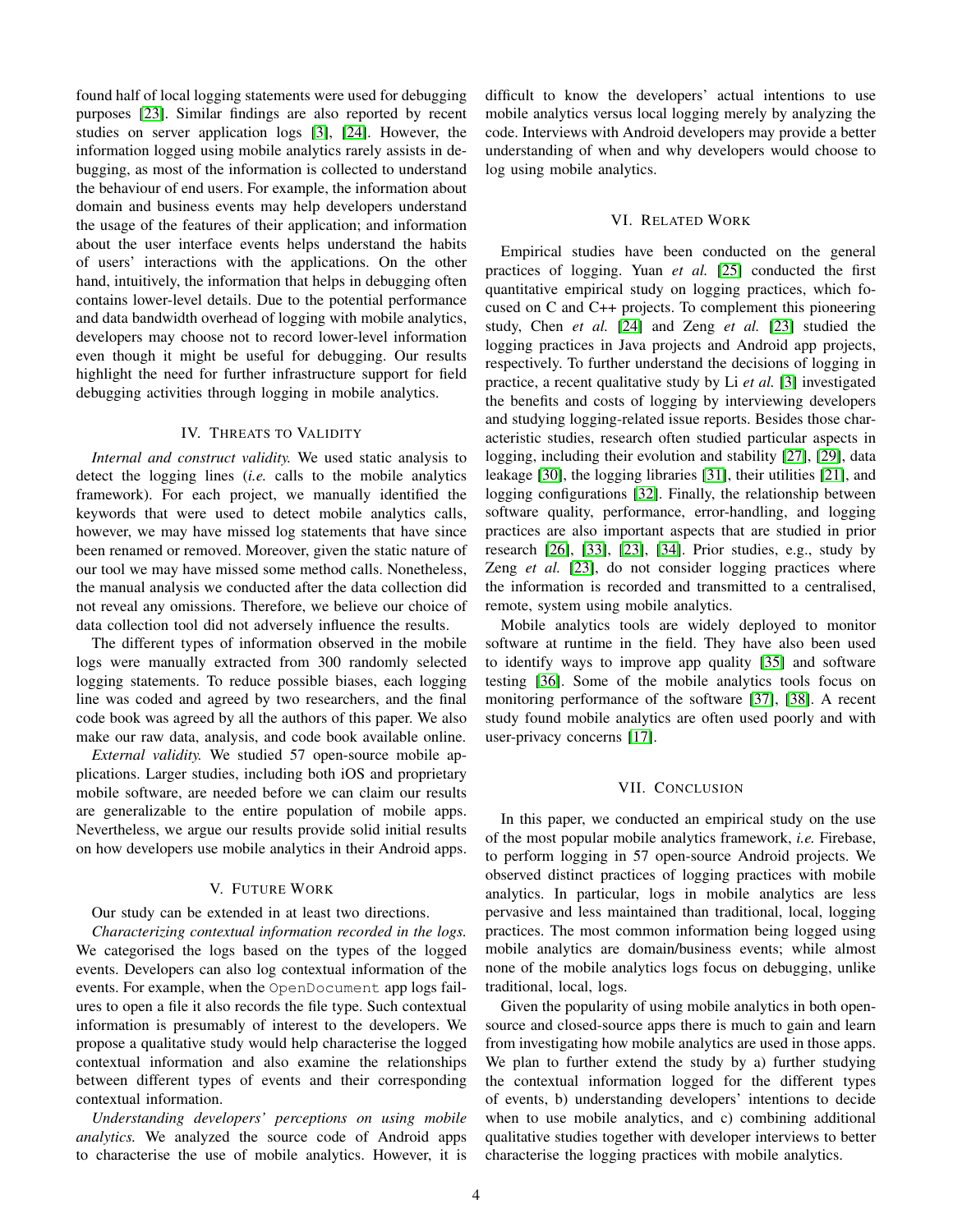found half of local logging statements were used for debugging purposes [23]. Similar findings are also reported by recent studies on server application logs [3], [24]. However, the information logged using mobile analytics rarely assists in debugging, as most of the information is collected to understand the behaviour of end users. For example, the information about domain and business events may help developers understand the usage of the features of their application; and information about the user interface events helps understand the habits of users' interactions with the applications. On the other hand, intuitively, the information that helps in debugging often contains lower-level details. Due to the potential performance and data bandwidth overhead of logging with mobile analytics, developers may choose not to record lower-level information even though it might be useful for debugging. Our results highlight the need for further infrastructure support for field debugging activities through logging in mobile analytics.

## IV. Threats to Validity

*Internal and construct validity.* We used static analysis to detect the logging lines (*i.e.* calls to the mobile analytics framework). For each project, we manually identified the keywords that were used to detect mobile analytics calls, however, we may have missed log statements that have since been renamed or removed. Moreover, given the static nature of our tool we may have missed some method calls. Nonetheless, the manual analysis we conducted after the data collection did not reveal any omissions. Therefore, we believe our choice of data collection tool did not adversely influence the results.

The different types of information observed in the mobile logs were manually extracted from 300 randomly selected logging statements. To reduce possible biases, each logging line was coded and agreed by two researchers, and the final code book was agreed by all the authors of this paper. We also make our raw data, analysis, and code book available online.

*External validity.* We studied 57 open-source mobile applications. Larger studies, including both iOS and proprietary mobile software, are needed before we can claim our results are generalizable to the entire population of mobile apps. Nevertheless, we argue our results provide solid initial results on how developers use mobile analytics in their Android apps.

## V. Future Work

Our study can be extended in at least two directions.

*Characterizing contextual information recorded in the logs.* We categorised the logs based on the types of the logged events. Developers can also log contextual information of the events. For example, when the `OpenDocument` app logs failures to open a file it also records the file type. Such contextual information is presumably of interest to the developers. We propose a qualitative study would help characterise the logged contextual information and also examine the relationships between different types of events and their corresponding contextual information.

*Understanding developers' perceptions on using mobile analytics.* We analyzed the source code of Android apps to characterise the use of mobile analytics. However, it is difficult to know the developers' actual intentions to use mobile analytics versus local logging merely by analyzing the code. Interviews with Android developers may provide a better understanding of when and why developers would choose to log using mobile analytics.

## VI. Related Work

Empirical studies have been conducted on the general practices of logging. Yuan *et al.* [25] conducted the first quantitative empirical study on logging practices, which focused on C and C++ projects. To complement this pioneering study, Chen *et al.* [24] and Zeng *et al.* [23] studied the logging practices in Java projects and Android app projects, respectively. To further understand the decisions of logging in practice, a recent qualitative study by Li *et al.* [3] investigated the benefits and costs of logging by interviewing developers and studying logging-related issue reports. Besides those characteristic studies, research often studied particular aspects in logging, including their evolution and stability [27], [29], data leakage [30], the logging libraries [31], their utilities [21], and logging configurations [32]. Finally, the relationship between software quality, performance, error-handling, and logging practices are also important aspects that are studied in prior research [26], [33], [23], [34]. Prior studies, e.g., study by Zeng *et al.* [23], do not consider logging practices where the information is recorded and transmitted to a centralised, remote, system using mobile analytics.

Mobile analytics tools are widely deployed to monitor software at runtime in the field. They have also been used to identify ways to improve app quality [35] and software testing [36]. Some of the mobile analytics tools focus on monitoring performance of the software [37], [38]. A recent study found mobile analytics are often used poorly and with user-privacy concerns [17].

## VII. Conclusion

In this paper, we conducted an empirical study on the use of the most popular mobile analytics framework, *i.e.* Firebase, to perform logging in 57 open-source Android projects. We observed distinct practices of logging practices with mobile analytics. In particular, logs in mobile analytics are less pervasive and less maintained than traditional, local, logging practices. The most common information being logged using mobile analytics are domain/business events; while almost none of the mobile analytics logs focus on debugging, unlike traditional, local, logs.

Given the popularity of using mobile analytics in both open-source and closed-source apps there is much to gain and learn from investigating how mobile analytics are used in those apps. We plan to further extend the study by a) further studying the contextual information logged for the different types of events, b) understanding developers' intentions to decide when to use mobile analytics, and c) combining additional qualitative studies together with developer interviews to better characterise the logging practices with mobile analytics.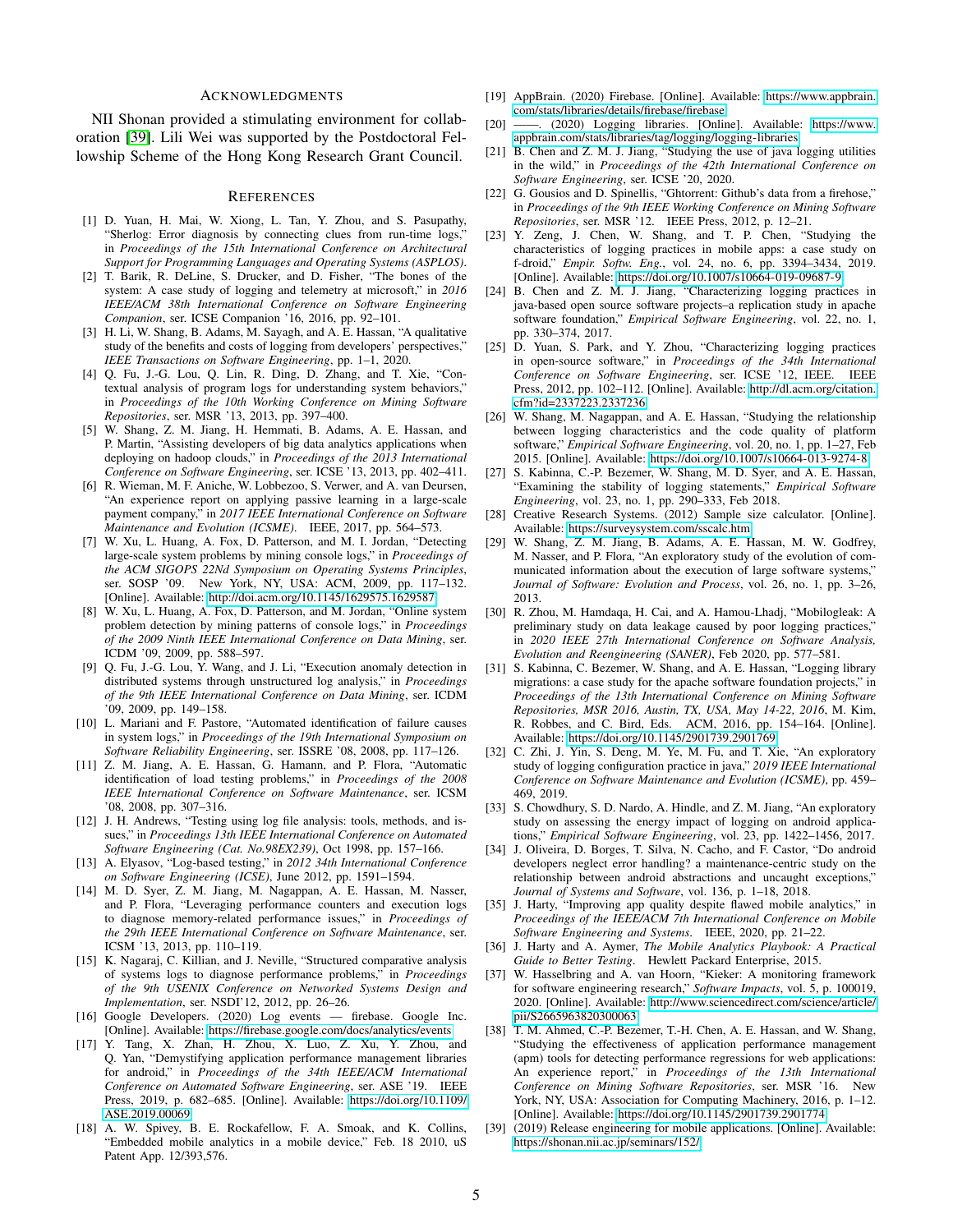## Acknowledgments

NII Shonan provided a stimulating environment for collaboration [39]. Lili Wei was supported by the Postdoctoral Fellowship Scheme of the Hong Kong Research Grant Council.

## References

[1] D. Yuan, H. Mai, W. Xiong, L. Tan, Y. Zhou, and S. Pasupathy, "Sherlog: Error diagnosis by connecting clues from run-time logs," in *Proceedings of the 15th International Conference on Architectural Support for Programming Languages and Operating Systems (ASPLOS)*.

[2] T. Barik, R. DeLine, S. Drucker, and D. Fisher, "The bones of the system: A case study of logging and telemetry at microsoft," in *2016 IEEE/ACM 38th International Conference on Software Engineering Companion*, ser. ICSE Companion '16, 2016, pp. 92–101.

[3] H. Li, W. Shang, B. Adams, M. Sayagh, and A. E. Hassan, "A qualitative study of the benefits and costs of logging from developers' perspectives," *IEEE Transactions on Software Engineering*, pp. 1–1, 2020.

[4] Q. Fu, J.-G. Lou, Q. Lin, R. Ding, D. Zhang, and T. Xie, "Contextual analysis of program logs for understanding system behaviors," in *Proceedings of the 10th Working Conference on Mining Software Repositories*, ser. MSR '13, 2013, pp. 397–400.

[5] W. Shang, Z. M. Jiang, H. Hemmati, B. Adams, A. E. Hassan, and P. Martin, "Assisting developers of big data analytics applications when deploying on hadoop clouds," in *Proceedings of the 2013 International Conference on Software Engineering*, ser. ICSE '13, 2013, pp. 402–411.

[6] R. Wieman, M. F. Aniche, W. Lobbezoo, S. Verwer, and A. van Deursen, "An experience report on applying passive learning in a large-scale payment company," in *2017 IEEE International Conference on Software Maintenance and Evolution (ICSME)*. IEEE, 2017, pp. 564–573.

[7] W. Xu, L. Huang, A. Fox, D. Patterson, and M. I. Jordan, "Detecting large-scale system problems by mining console logs," in *Proceedings of the ACM SIGOPS 22Nd Symposium on Operating Systems Principles*, ser. SOSP '09. New York, NY, USA: ACM, 2009, pp. 117–132. [Online]. Available: http://doi.acm.org/10.1145/1629575.1629587

[8] W. Xu, L. Huang, A. Fox, D. Patterson, and M. Jordan, "Online system problem detection by mining patterns of console logs," in *Proceedings of the 2009 Ninth IEEE International Conference on Data Mining*, ser. ICDM '09, 2009, pp. 588–597.

[9] Q. Fu, J.-G. Lou, Y. Wang, and J. Li, "Execution anomaly detection in distributed systems through unstructured log analysis," in *Proceedings of the 9th IEEE International Conference on Data Mining*, ser. ICDM '09, 2009, pp. 149–158.

[10] L. Mariani and F. Pastore, "Automated identification of failure causes in system logs," in *Proceedings of the 19th International Symposium on Software Reliability Engineering*, ser. ISSRE '08, 2008, pp. 117–126.

[11] Z. M. Jiang, A. E. Hassan, G. Hamann, and P. Flora, "Automatic identification of load testing problems," in *Proceedings of the 2008 IEEE International Conference on Software Maintenance*, ser. ICSM '08, 2008, pp. 307–316.

[12] J. H. Andrews, "Testing using log file analysis: tools, methods, and issues," in *Proceedings 13th IEEE International Conference on Automated Software Engineering (Cat. No.98EX239)*, Oct 1998, pp. 157–166.

[13] A. Elyasov, "Log-based testing," in *2012 34th International Conference on Software Engineering (ICSE)*, June 2012, pp. 1591–1594.

[14] M. D. Syer, Z. M. Jiang, M. Nagappan, A. E. Hassan, M. Nasser, and P. Flora, "Leveraging performance counters and execution logs to diagnose memory-related performance issues," in *Proceedings of the 29th IEEE International Conference on Software Maintenance*, ser. ICSM '13, 2013, pp. 110–119.

[15] K. Nagaraj, C. Killian, and J. Neville, "Structured comparative analysis of systems logs to diagnose performance problems," in *Proceedings of the 9th USENIX Conference on Networked Systems Design and Implementation*, ser. NSDI'12, 2012, pp. 26–26.

[16] Google Developers. (2020) Log events — firebase. Google Inc. [Online]. Available: https://firebase.google.com/docs/analytics/events

[17] Y. Tang, X. Zhan, H. Zhou, X. Luo, Z. Xu, Y. Zhou, and Q. Yan, "Demystifying application performance management libraries for android," in *Proceedings of the 34th IEEE/ACM International Conference on Automated Software Engineering*, ser. ASE '19. IEEE Press, 2019, p. 682–685. [Online]. Available: https://doi.org/10.1109/ASE.2019.00069

[18] A. W. Spivey, B. E. Rockafellow, F. A. Smoak, and K. Collins, "Embedded mobile analytics in a mobile device," Feb. 18 2010, uS Patent App. 12/393,576.

[19] AppBrain. (2020) Firebase. [Online]. Available: https://www.appbrain.com/stats/libraries/details/firebase/firebase

[20] ——. (2020) Logging libraries. [Online]. Available: https://www.appbrain.com/stats/libraries/tag/logging/logging-libraries

[21] B. Chen and Z. M. J. Jiang, "Studying the use of java logging utilities in the wild," in *Proceedings of the 42th International Conference on Software Engineering*, ser. ICSE '20, 2020.

[22] G. Gousios and D. Spinellis, "Ghtorrent: Github's data from a firehose," in *Proceedings of the 9th IEEE Working Conference on Mining Software Repositories*, ser. MSR '12. IEEE Press, 2012, p. 12–21.

[23] Y. Zeng, J. Chen, W. Shang, and T. P. Chen, "Studying the characteristics of logging practices in mobile apps: a case study on f-droid," *Empir. Softw. Eng.*, vol. 24, no. 6, pp. 3394–3434, 2019. [Online]. Available: https://doi.org/10.1007/s10664-019-09687-9

[24] B. Chen and Z. M. J. Jiang, "Characterizing logging practices in java-based open source software projects–a replication study in apache software foundation," *Empirical Software Engineering*, vol. 22, no. 1, pp. 330–374, 2017.

[25] D. Yuan, S. Park, and Y. Zhou, "Characterizing logging practices in open-source software," in *Proceedings of the 34th International Conference on Software Engineering*, ser. ICSE '12, IEEE. IEEE Press, 2012, pp. 102–112. [Online]. Available: http://dl.acm.org/citation.cfm?id=2337223.2337236

[26] W. Shang, M. Nagappan, and A. E. Hassan, "Studying the relationship between logging characteristics and the code quality of platform software," *Empirical Software Engineering*, vol. 20, no. 1, pp. 1–27, Feb 2015. [Online]. Available: https://doi.org/10.1007/s10664-013-9274-8

[27] S. Kabinna, C.-P. Bezemer, W. Shang, M. D. Syer, and A. E. Hassan, "Examining the stability of logging statements," *Empirical Software Engineering*, vol. 23, no. 1, pp. 290–333, Feb 2018.

[28] Creative Research Systems. (2012) Sample size calculator. [Online]. Available: https://surveysystem.com/sscalc.htm

[29] W. Shang, Z. M. Jiang, B. Adams, A. E. Hassan, M. W. Godfrey, M. Nasser, and P. Flora, "An exploratory study of the evolution of communicated information about the execution of large software systems," *Journal of Software: Evolution and Process*, vol. 26, no. 1, pp. 3–26, 2013.

[30] R. Zhou, M. Hamdaqa, H. Cai, and A. Hamou-Lhadj, "Mobilogleak: A preliminary study on data leakage caused by poor logging practices," in *2020 IEEE 27th International Conference on Software Analysis, Evolution and Reengineering (SANER)*, Feb 2020, pp. 577–581.

[31] S. Kabinna, C. Bezemer, W. Shang, and A. E. Hassan, "Logging library migrations: a case study for the apache software foundation projects," in *Proceedings of the 13th International Conference on Mining Software Repositories, MSR 2016, Austin, TX, USA, May 14-22, 2016*, M. Kim, R. Robbes, and C. Bird, Eds. ACM, 2016, pp. 154–164. [Online]. Available: https://doi.org/10.1145/2901739.2901769

[32] C. Zhi, J. Yin, S. Deng, M. Ye, M. Fu, and T. Xie, "An exploratory study of logging configuration practice in java," *2019 IEEE International Conference on Software Maintenance and Evolution (ICSME)*, pp. 459–469, 2019.

[33] S. Chowdhury, S. D. Nardo, A. Hindle, and Z. M. Jiang, "An exploratory study on assessing the energy impact of logging on android applications," *Empirical Software Engineering*, vol. 23, pp. 1422–1456, 2017.

[34] J. Oliveira, D. Borges, T. Silva, N. Cacho, and F. Castor, "Do android developers neglect error handling? a maintenance-centric study on the relationship between android abstractions and uncaught exceptions," *Journal of Systems and Software*, vol. 136, p. 1–18, 2018.

[35] J. Harty, "Improving app quality despite flawed mobile analytics," in *Proceedings of the IEEE/ACM 7th International Conference on Mobile Software Engineering and Systems*. IEEE, 2020, pp. 21–22.

[36] J. Harty and A. Aymer, *The Mobile Analytics Playbook: A Practical Guide to Better Testing*. Hewlett Packard Enterprise, 2015.

[37] W. Hasselbring and A. van Hoorn, "Kieker: A monitoring framework for software engineering research," *Software Impacts*, vol. 5, p. 100019, 2020. [Online]. Available: http://www.sciencedirect.com/science/article/pii/S2665963820300063

[38] T. M. Ahmed, C.-P. Bezemer, T.-H. Chen, A. E. Hassan, and W. Shang, "Studying the effectiveness of application performance management (apm) tools for detecting performance regressions for web applications: An experience report," in *Proceedings of the 13th International Conference on Mining Software Repositories*, ser. MSR '16. New York, NY, USA: Association for Computing Machinery, 2016, p. 1–12. [Online]. Available: https://doi.org/10.1145/2901739.2901774

[39] (2019) Release engineering for mobile applications. [Online]. Available: https://shonan.nii.ac.jp/seminars/152/